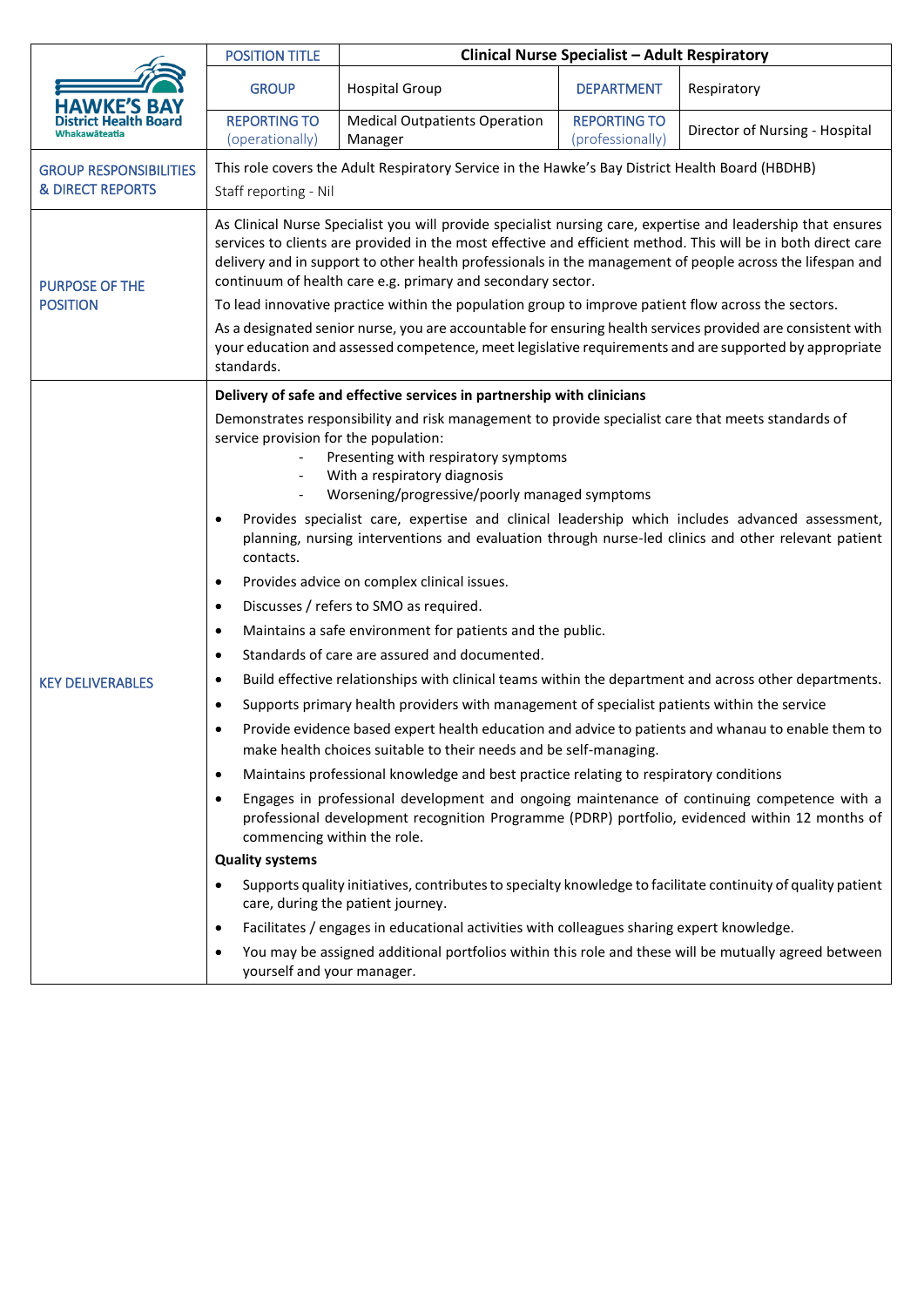| HAWKE'S BAY District Health Board Whakawāteatia | POSITION TITLE | Clinical Nurse Specialist – Adult Respiratory | | |
|---|---|---|---|---|
| | GROUP | Hospital Group | DEPARTMENT | Respiratory |
| | REPORTING TO (operationally) | Medical Outpatients Operation Manager | REPORTING TO (professionally) | Director of Nursing - Hospital |

**GROUP RESPONSIBILITIES & DIRECT REPORTS**

This role covers the Adult Respiratory Service in the Hawke's Bay District Health Board (HBDHB)

Staff reporting - Nil

**PURPOSE OF THE POSITION**

As Clinical Nurse Specialist you will provide specialist nursing care, expertise and leadership that ensures services to clients are provided in the most effective and efficient method. This will be in both direct care delivery and in support to other health professionals in the management of people across the lifespan and continuum of health care e.g. primary and secondary sector.

To lead innovative practice within the population group to improve patient flow across the sectors.

As a designated senior nurse, you are accountable for ensuring health services provided are consistent with your education and assessed competence, meet legislative requirements and are supported by appropriate standards.

**KEY DELIVERABLES**

**Delivery of safe and effective services in partnership with clinicians**

Demonstrates responsibility and risk management to provide specialist care that meets standards of service provision for the population:

- Presenting with respiratory symptoms
- With a respiratory diagnosis
- Worsening/progressive/poorly managed symptoms

- Provides specialist care, expertise and clinical leadership which includes advanced assessment, planning, nursing interventions and evaluation through nurse-led clinics and other relevant patient contacts.
- Provides advice on complex clinical issues.
- Discusses / refers to SMO as required.
- Maintains a safe environment for patients and the public.
- Standards of care are assured and documented.
- Build effective relationships with clinical teams within the department and across other departments.
- Supports primary health providers with management of specialist patients within the service
- Provide evidence based expert health education and advice to patients and whanau to enable them to make health choices suitable to their needs and be self-managing.
- Maintains professional knowledge and best practice relating to respiratory conditions
- Engages in professional development and ongoing maintenance of continuing competence with a professional development recognition Programme (PDRP) portfolio, evidenced within 12 months of commencing within the role.

**Quality systems**

- Supports quality initiatives, contributes to specialty knowledge to facilitate continuity of quality patient care, during the patient journey.
- Facilitates / engages in educational activities with colleagues sharing expert knowledge.
- You may be assigned additional portfolios within this role and these will be mutually agreed between yourself and your manager.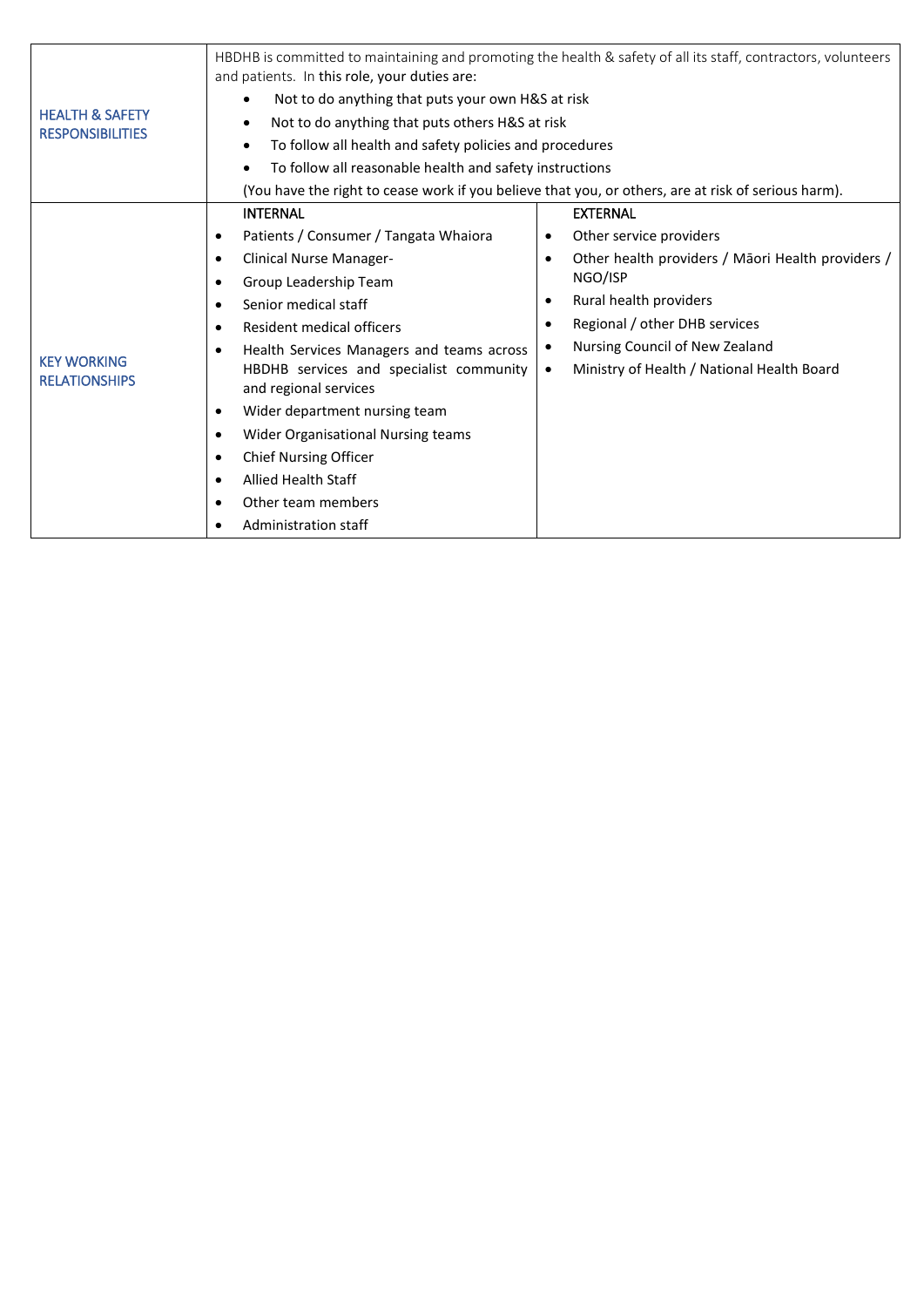| | | |
|---|---|---|
| HEALTH & SAFETY RESPONSIBILITIES | HBDHB is committed to maintaining and promoting the health & safety of all its staff, contractors, volunteers and patients. In this role, your duties are:<br>• Not to do anything that puts your own H&S at risk<br>• Not to do anything that puts others H&S at risk<br>• To follow all health and safety policies and procedures<br>• To follow all reasonable health and safety instructions<br>(You have the right to cease work if you believe that you, or others, are at risk of serious harm). | |
| KEY WORKING RELATIONSHIPS | **INTERNAL**<br>• Patients / Consumer / Tangata Whaiora<br>• Clinical Nurse Manager-<br>• Group Leadership Team<br>• Senior medical staff<br>• Resident medical officers<br>• Health Services Managers and teams across HBDHB services and specialist community and regional services<br>• Wider department nursing team<br>• Wider Organisational Nursing teams<br>• Chief Nursing Officer<br>• Allied Health Staff<br>• Other team members<br>• Administration staff | **EXTERNAL**<br>• Other service providers<br>• Other health providers / Māori Health providers / NGO/ISP<br>• Rural health providers<br>• Regional / other DHB services<br>• Nursing Council of New Zealand<br>• Ministry of Health / National Health Board |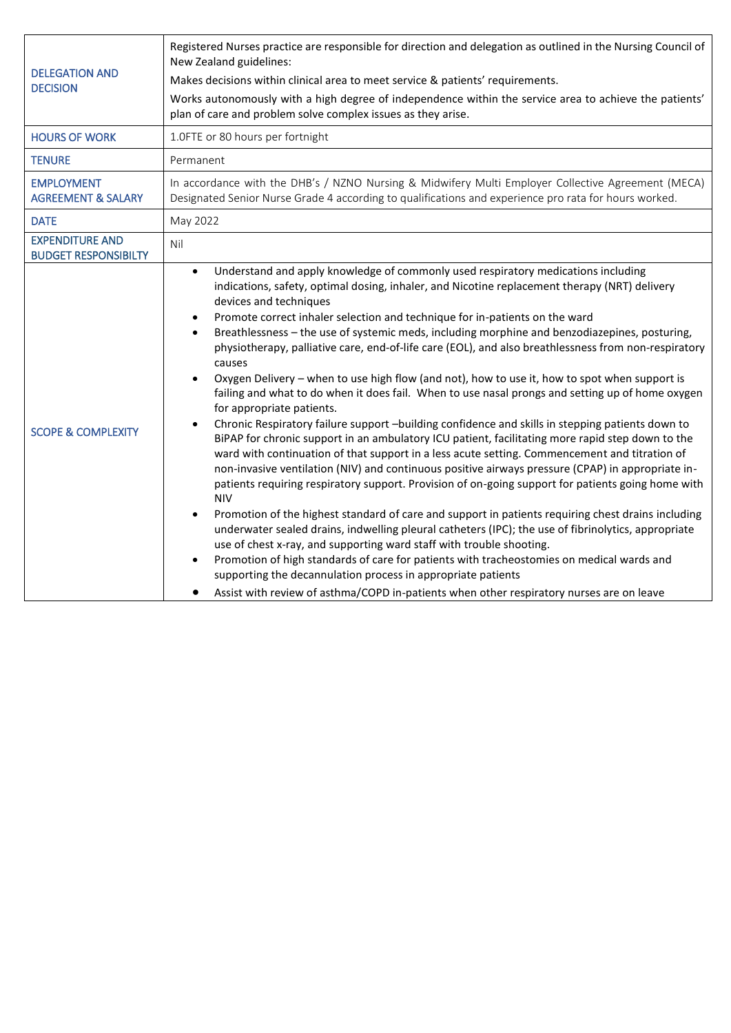| | |
|---|---|
| DELEGATION AND DECISION | Registered Nurses practice are responsible for direction and delegation as outlined in the Nursing Council of New Zealand guidelines:<br>Makes decisions within clinical area to meet service & patients' requirements.<br>Works autonomously with a high degree of independence within the service area to achieve the patients' plan of care and problem solve complex issues as they arise. |
| HOURS OF WORK | 1.0FTE or 80 hours per fortnight |
| TENURE | Permanent |
| EMPLOYMENT AGREEMENT & SALARY | In accordance with the DHB's / NZNO Nursing & Midwifery Multi Employer Collective Agreement (MECA) Designated Senior Nurse Grade 4 according to qualifications and experience pro rata for hours worked. |
| DATE | May 2022 |
| EXPENDITURE AND BUDGET RESPONSIBILTY | Nil |
| SCOPE & COMPLEXITY | • Understand and apply knowledge of commonly used respiratory medications including indications, safety, optimal dosing, inhaler, and Nicotine replacement therapy (NRT) delivery devices and techniques<br>• Promote correct inhaler selection and technique for in-patients on the ward<br>• Breathlessness – the use of systemic meds, including morphine and benzodiazepines, posturing, physiotherapy, palliative care, end-of-life care (EOL), and also breathlessness from non-respiratory causes<br>• Oxygen Delivery – when to use high flow (and not), how to use it, how to spot when support is failing and what to do when it does fail. When to use nasal prongs and setting up of home oxygen for appropriate patients.<br>• Chronic Respiratory failure support –building confidence and skills in stepping patients down to BiPAP for chronic support in an ambulatory ICU patient, facilitating more rapid step down to the ward with continuation of that support in a less acute setting. Commencement and titration of non-invasive ventilation (NIV) and continuous positive airways pressure (CPAP) in appropriate in-patients requiring respiratory support. Provision of on-going support for patients going home with NIV<br>• Promotion of the highest standard of care and support in patients requiring chest drains including underwater sealed drains, indwelling pleural catheters (IPC); the use of fibrinolytics, appropriate use of chest x-ray, and supporting ward staff with trouble shooting.<br>• Promotion of high standards of care for patients with tracheostomies on medical wards and supporting the decannulation process in appropriate patients<br>• Assist with review of asthma/COPD in-patients when other respiratory nurses are on leave |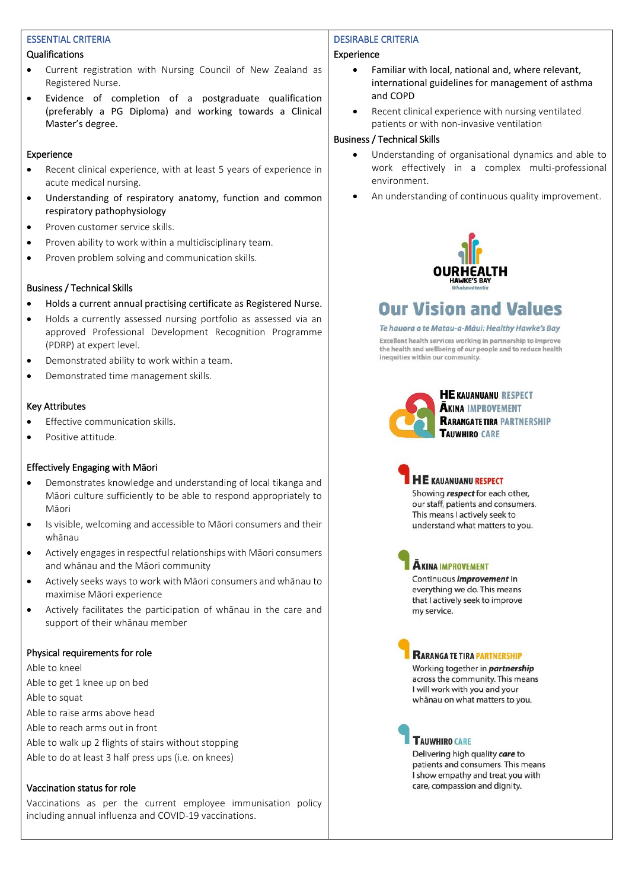## ESSENTIAL CRITERIA

### Qualifications

- Current registration with Nursing Council of New Zealand as Registered Nurse.
- Evidence of completion of a postgraduate qualification (preferably a PG Diploma) and working towards a Clinical Master's degree.

### Experience

- Recent clinical experience, with at least 5 years of experience in acute medical nursing.
- Understanding of respiratory anatomy, function and common respiratory pathophysiology
- Proven customer service skills.
- Proven ability to work within a multidisciplinary team.
- Proven problem solving and communication skills.

### Business / Technical Skills

- Holds a current annual practising certificate as Registered Nurse.
- Holds a currently assessed nursing portfolio as assessed via an approved Professional Development Recognition Programme (PDRP) at expert level.
- Demonstrated ability to work within a team.
- Demonstrated time management skills.

### Key Attributes

- Effective communication skills.
- Positive attitude.

### Effectively Engaging with Māori

- Demonstrates knowledge and understanding of local tikanga and Māori culture sufficiently to be able to respond appropriately to Māori
- Is visible, welcoming and accessible to Māori consumers and their whānau
- Actively engages in respectful relationships with Māori consumers and whānau and the Māori community
- Actively seeks ways to work with Māori consumers and whānau to maximise Māori experience
- Actively facilitates the participation of whānau in the care and support of their whānau member

### Physical requirements for role

Able to kneel
Able to get 1 knee up on bed
Able to squat
Able to raise arms above head
Able to reach arms out in front
Able to walk up 2 flights of stairs without stopping
Able to do at least 3 half press ups (i.e. on knees)

### Vaccination status for role

Vaccinations as per the current employee immunisation policy including annual influenza and COVID-19 vaccinations.

## DESIRABLE CRITERIA

### Experience

- Familiar with local, national and, where relevant, international guidelines for management of asthma and COPD
- Recent clinical experience with nursing ventilated patients or with non-invasive ventilation

### Business / Technical Skills

- Understanding of organisational dynamics and able to work effectively in a complex multi-professional environment.
- An understanding of continuous quality improvement.

OURHEALTH HAWKE'S BAY
Whakawāteatia

## Our Vision and Values

*Te hauora o te Matau-a-Māui: Healthy Hawke's Bay*

Excellent health services working in partnership to improve the health and wellbeing of our people and to reduce health inequities within our community.

HE KAUANUANU RESPECT
ĀKINA IMPROVEMENT
RARANGA TE TIRA PARTNERSHIP
TAUWHIRO CARE

**HE KAUANUANU RESPECT**
Showing ***respect*** for each other, our staff, patients and consumers. This means I actively seek to understand what matters to you.

**ĀKINA IMPROVEMENT**
Continuous ***improvement*** in everything we do. This means that I actively seek to improve my service.

**RARANGA TE TIRA PARTNERSHIP**
Working together in ***partnership*** across the community. This means I will work with you and your whānau on what matters to you.

**TAUWHIRO CARE**
Delivering high quality ***care*** to patients and consumers. This means I show empathy and treat you with care, compassion and dignity.